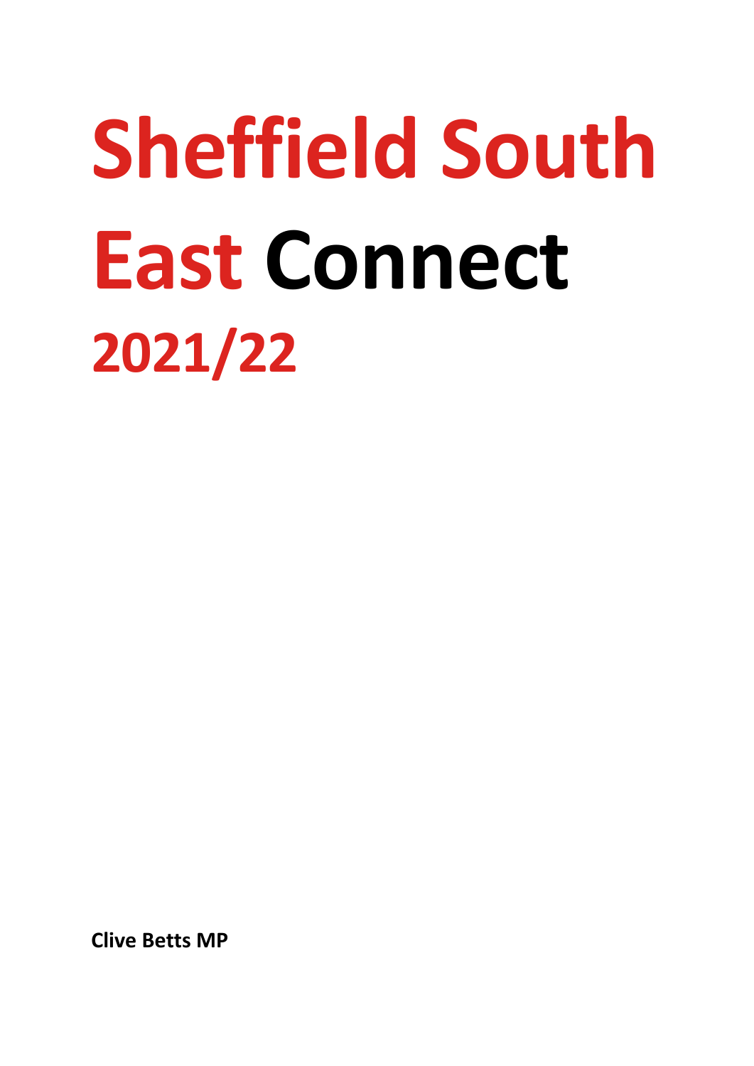# Sheffield South East Connect

## 2021/22

**Clive Betts MP**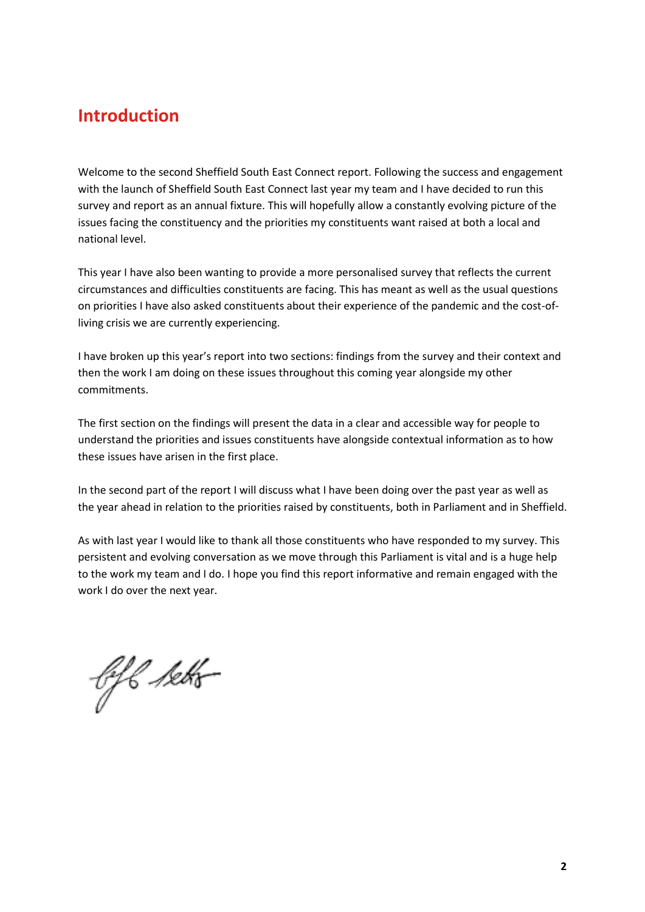# Introduction

Welcome to the second Sheffield South East Connect report. Following the success and engagement with the launch of Sheffield South East Connect last year my team and I have decided to run this survey and report as an annual fixture. This will hopefully allow a constantly evolving picture of the issues facing the constituency and the priorities my constituents want raised at both a local and national level.

This year I have also been wanting to provide a more personalised survey that reflects the current circumstances and difficulties constituents are facing. This has meant as well as the usual questions on priorities I have also asked constituents about their experience of the pandemic and the cost-of-living crisis we are currently experiencing.

I have broken up this year's report into two sections: findings from the survey and their context and then the work I am doing on these issues throughout this coming year alongside my other commitments.

The first section on the findings will present the data in a clear and accessible way for people to understand the priorities and issues constituents have alongside contextual information as to how these issues have arisen in the first place.

In the second part of the report I will discuss what I have been doing over the past year as well as the year ahead in relation to the priorities raised by constituents, both in Parliament and in Sheffield.

As with last year I would like to thank all those constituents who have responded to my survey. This persistent and evolving conversation as we move through this Parliament is vital and is a huge help to the work my team and I do. I hope you find this report informative and remain engaged with the work I do over the next year.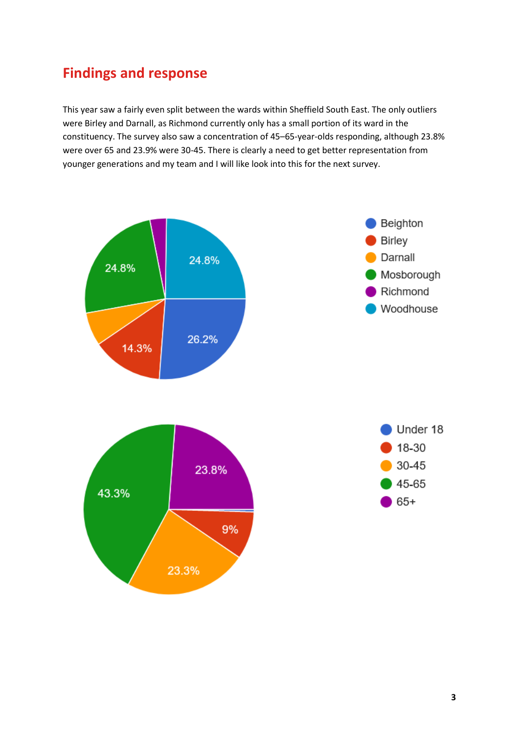## Findings and response

This year saw a fairly even split between the wards within Sheffield South East. The only outliers were Birley and Darnall, as Richmond currently only has a small portion of its ward in the constituency. The survey also saw a concentration of 45–65-year-olds responding, although 23.8% were over 65 and 23.9% were 30-45. There is clearly a need to get better representation from younger generations and my team and I will like look into this for the next survey.

| Ward | Share |
| --- | --- |
| Beighton | 26.2% |
| Birley | 14.3% |
| Darnall | |
| Mosborough | 24.8% |
| Richmond | |
| Woodhouse | 24.8% |

| Age group | Share |
| --- | --- |
| Under 18 | |
| 18-30 | 9% |
| 30-45 | 23.3% |
| 45-65 | 43.3% |
| 65+ | 23.8% |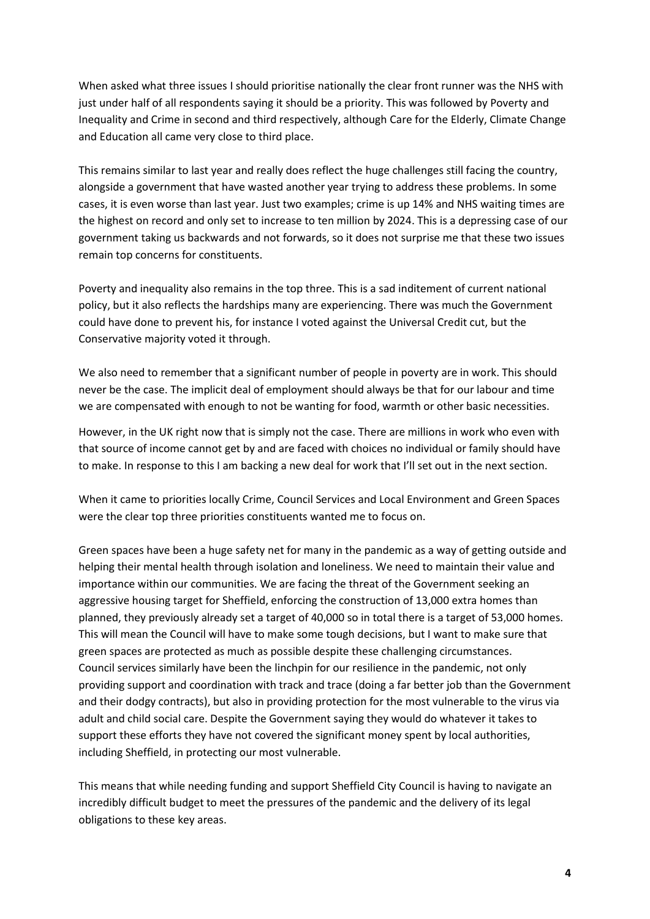When asked what three issues I should prioritise nationally the clear front runner was the NHS with just under half of all respondents saying it should be a priority. This was followed by Poverty and Inequality and Crime in second and third respectively, although Care for the Elderly, Climate Change and Education all came very close to third place.

This remains similar to last year and really does reflect the huge challenges still facing the country, alongside a government that have wasted another year trying to address these problems. In some cases, it is even worse than last year. Just two examples; crime is up 14% and NHS waiting times are the highest on record and only set to increase to ten million by 2024. This is a depressing case of our government taking us backwards and not forwards, so it does not surprise me that these two issues remain top concerns for constituents.

Poverty and inequality also remains in the top three. This is a sad inditement of current national policy, but it also reflects the hardships many are experiencing. There was much the Government could have done to prevent his, for instance I voted against the Universal Credit cut, but the Conservative majority voted it through.

We also need to remember that a significant number of people in poverty are in work. This should never be the case. The implicit deal of employment should always be that for our labour and time we are compensated with enough to not be wanting for food, warmth or other basic necessities.

However, in the UK right now that is simply not the case. There are millions in work who even with that source of income cannot get by and are faced with choices no individual or family should have to make. In response to this I am backing a new deal for work that I'll set out in the next section.

When it came to priorities locally Crime, Council Services and Local Environment and Green Spaces were the clear top three priorities constituents wanted me to focus on.

Green spaces have been a huge safety net for many in the pandemic as a way of getting outside and helping their mental health through isolation and loneliness. We need to maintain their value and importance within our communities. We are facing the threat of the Government seeking an aggressive housing target for Sheffield, enforcing the construction of 13,000 extra homes than planned, they previously already set a target of 40,000 so in total there is a target of 53,000 homes. This will mean the Council will have to make some tough decisions, but I want to make sure that green spaces are protected as much as possible despite these challenging circumstances.
Council services similarly have been the linchpin for our resilience in the pandemic, not only providing support and coordination with track and trace (doing a far better job than the Government and their dodgy contracts), but also in providing protection for the most vulnerable to the virus via adult and child social care. Despite the Government saying they would do whatever it takes to support these efforts they have not covered the significant money spent by local authorities, including Sheffield, in protecting our most vulnerable.

This means that while needing funding and support Sheffield City Council is having to navigate an incredibly difficult budget to meet the pressures of the pandemic and the delivery of its legal obligations to these key areas.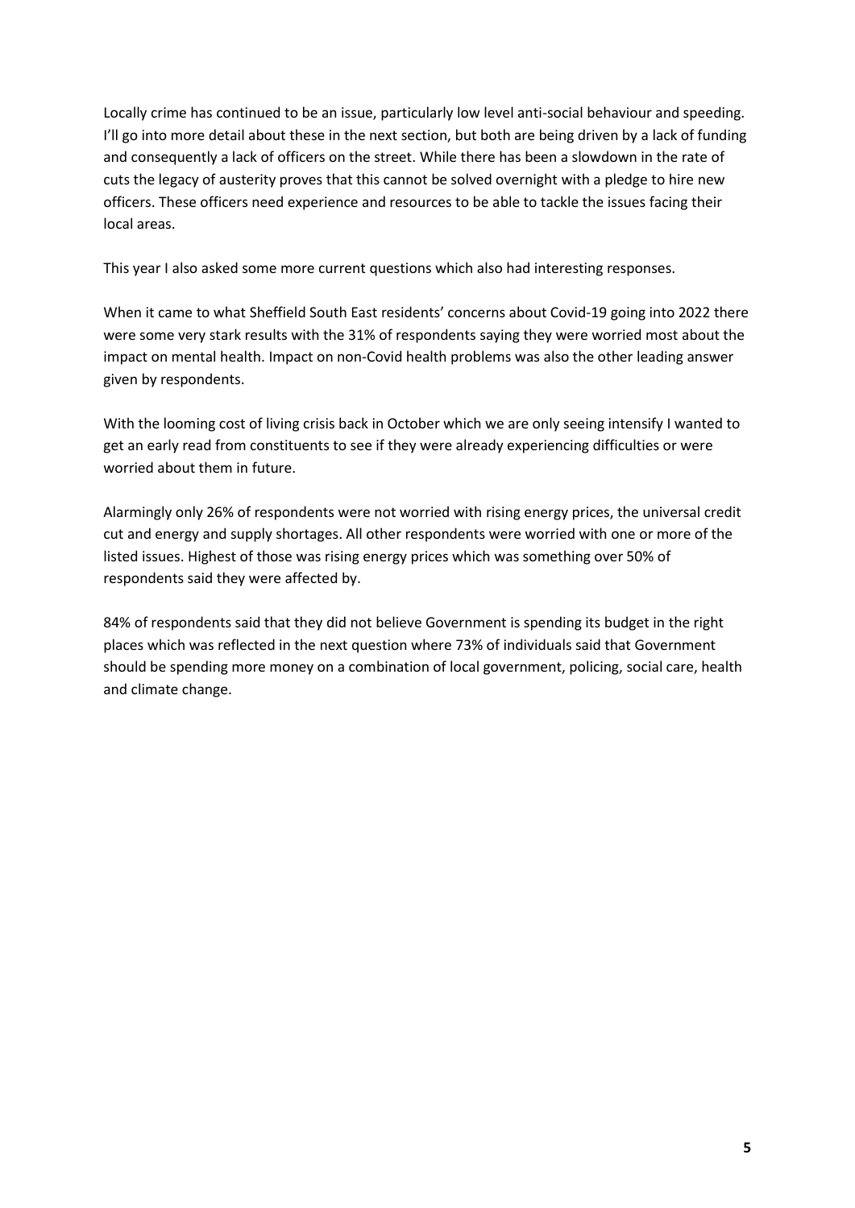Locally crime has continued to be an issue, particularly low level anti-social behaviour and speeding. I'll go into more detail about these in the next section, but both are being driven by a lack of funding and consequently a lack of officers on the street. While there has been a slowdown in the rate of cuts the legacy of austerity proves that this cannot be solved overnight with a pledge to hire new officers. These officers need experience and resources to be able to tackle the issues facing their local areas.

This year I also asked some more current questions which also had interesting responses.

When it came to what Sheffield South East residents' concerns about Covid-19 going into 2022 there were some very stark results with the 31% of respondents saying they were worried most about the impact on mental health. Impact on non-Covid health problems was also the other leading answer given by respondents.

With the looming cost of living crisis back in October which we are only seeing intensify I wanted to get an early read from constituents to see if they were already experiencing difficulties or were worried about them in future.

Alarmingly only 26% of respondents were not worried with rising energy prices, the universal credit cut and energy and supply shortages. All other respondents were worried with one or more of the listed issues. Highest of those was rising energy prices which was something over 50% of respondents said they were affected by.

84% of respondents said that they did not believe Government is spending its budget in the right places which was reflected in the next question where 73% of individuals said that Government should be spending more money on a combination of local government, policing, social care, health and climate change.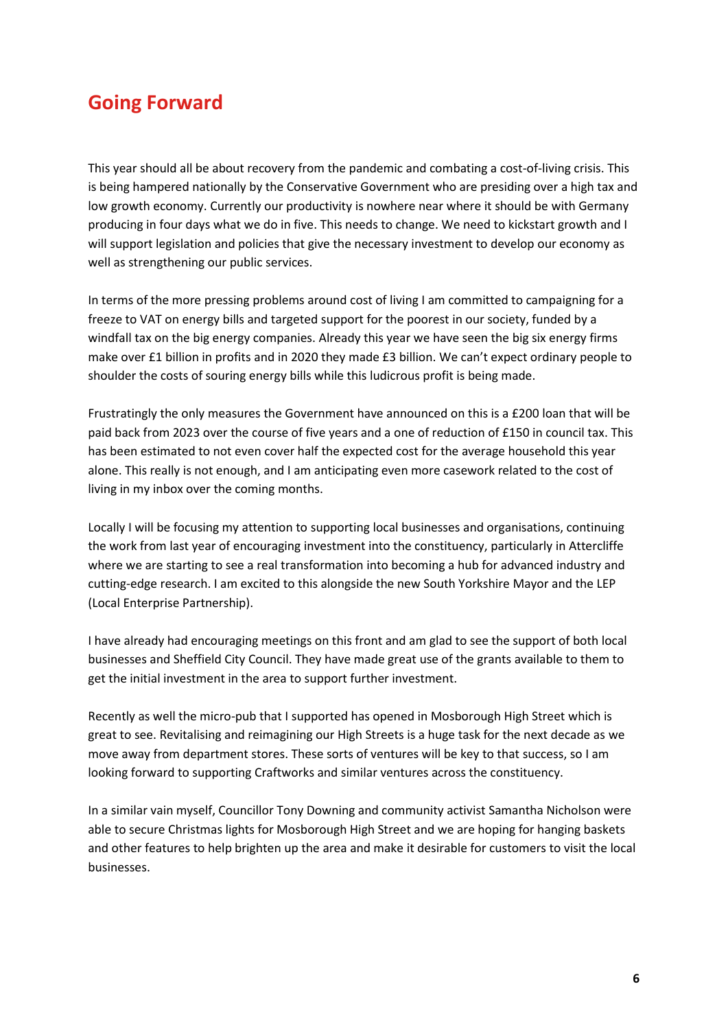## Going Forward

This year should all be about recovery from the pandemic and combating a cost-of-living crisis. This is being hampered nationally by the Conservative Government who are presiding over a high tax and low growth economy. Currently our productivity is nowhere near where it should be with Germany producing in four days what we do in five. This needs to change. We need to kickstart growth and I will support legislation and policies that give the necessary investment to develop our economy as well as strengthening our public services.

In terms of the more pressing problems around cost of living I am committed to campaigning for a freeze to VAT on energy bills and targeted support for the poorest in our society, funded by a windfall tax on the big energy companies. Already this year we have seen the big six energy firms make over £1 billion in profits and in 2020 they made £3 billion. We can't expect ordinary people to shoulder the costs of souring energy bills while this ludicrous profit is being made.

Frustratingly the only measures the Government have announced on this is a £200 loan that will be paid back from 2023 over the course of five years and a one of reduction of £150 in council tax. This has been estimated to not even cover half the expected cost for the average household this year alone. This really is not enough, and I am anticipating even more casework related to the cost of living in my inbox over the coming months.

Locally I will be focusing my attention to supporting local businesses and organisations, continuing the work from last year of encouraging investment into the constituency, particularly in Attercliffe where we are starting to see a real transformation into becoming a hub for advanced industry and cutting-edge research. I am excited to this alongside the new South Yorkshire Mayor and the LEP (Local Enterprise Partnership).

I have already had encouraging meetings on this front and am glad to see the support of both local businesses and Sheffield City Council. They have made great use of the grants available to them to get the initial investment in the area to support further investment.

Recently as well the micro-pub that I supported has opened in Mosborough High Street which is great to see. Revitalising and reimagining our High Streets is a huge task for the next decade as we move away from department stores. These sorts of ventures will be key to that success, so I am looking forward to supporting Craftworks and similar ventures across the constituency.

In a similar vain myself, Councillor Tony Downing and community activist Samantha Nicholson were able to secure Christmas lights for Mosborough High Street and we are hoping for hanging baskets and other features to help brighten up the area and make it desirable for customers to visit the local businesses.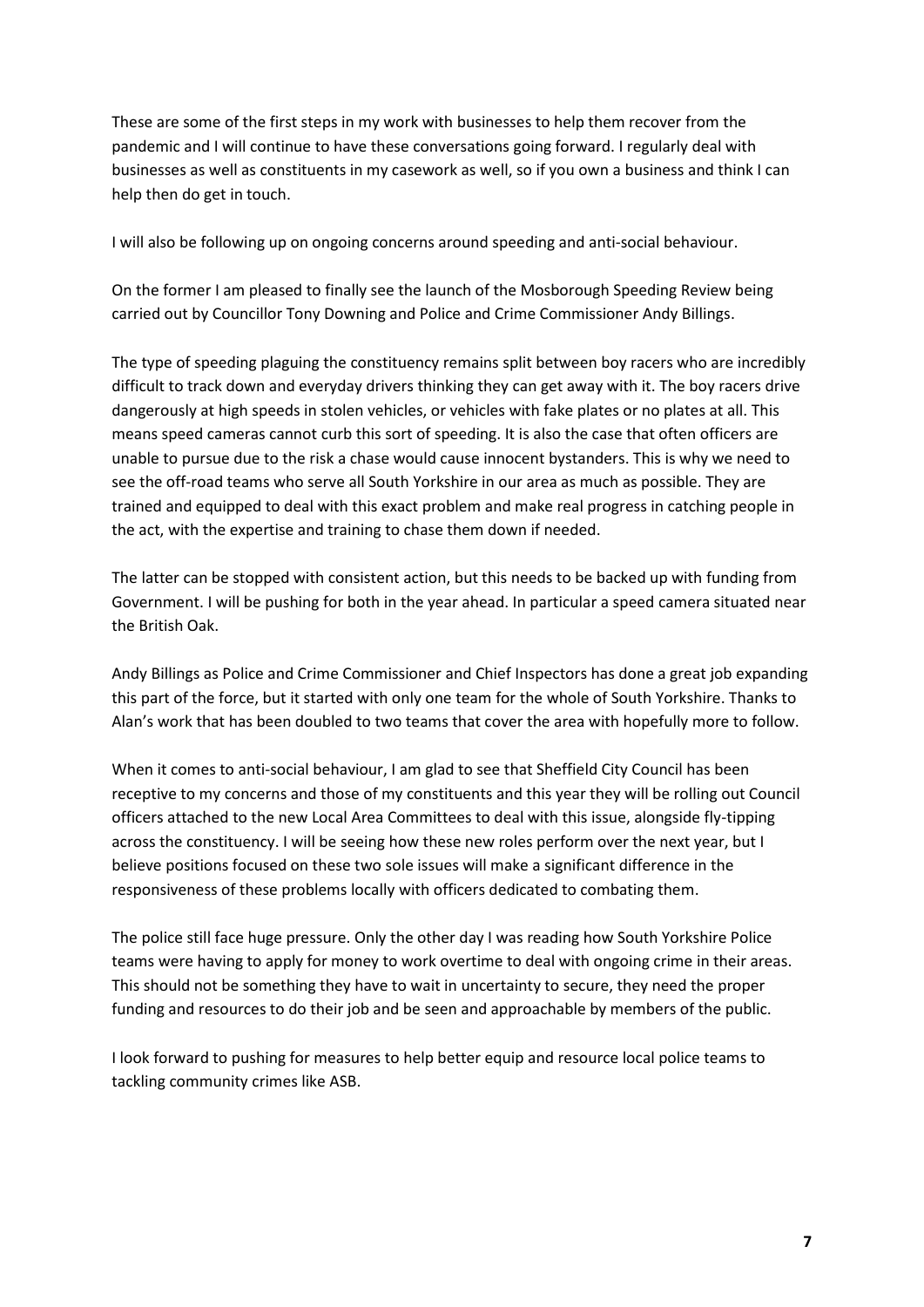These are some of the first steps in my work with businesses to help them recover from the pandemic and I will continue to have these conversations going forward. I regularly deal with businesses as well as constituents in my casework as well, so if you own a business and think I can help then do get in touch.

I will also be following up on ongoing concerns around speeding and anti-social behaviour.

On the former I am pleased to finally see the launch of the Mosborough Speeding Review being carried out by Councillor Tony Downing and Police and Crime Commissioner Andy Billings.

The type of speeding plaguing the constituency remains split between boy racers who are incredibly difficult to track down and everyday drivers thinking they can get away with it. The boy racers drive dangerously at high speeds in stolen vehicles, or vehicles with fake plates or no plates at all. This means speed cameras cannot curb this sort of speeding. It is also the case that often officers are unable to pursue due to the risk a chase would cause innocent bystanders. This is why we need to see the off-road teams who serve all South Yorkshire in our area as much as possible. They are trained and equipped to deal with this exact problem and make real progress in catching people in the act, with the expertise and training to chase them down if needed.

The latter can be stopped with consistent action, but this needs to be backed up with funding from Government. I will be pushing for both in the year ahead. In particular a speed camera situated near the British Oak.

Andy Billings as Police and Crime Commissioner and Chief Inspectors has done a great job expanding this part of the force, but it started with only one team for the whole of South Yorkshire. Thanks to Alan's work that has been doubled to two teams that cover the area with hopefully more to follow.

When it comes to anti-social behaviour, I am glad to see that Sheffield City Council has been receptive to my concerns and those of my constituents and this year they will be rolling out Council officers attached to the new Local Area Committees to deal with this issue, alongside fly-tipping across the constituency. I will be seeing how these new roles perform over the next year, but I believe positions focused on these two sole issues will make a significant difference in the responsiveness of these problems locally with officers dedicated to combating them.

The police still face huge pressure. Only the other day I was reading how South Yorkshire Police teams were having to apply for money to work overtime to deal with ongoing crime in their areas. This should not be something they have to wait in uncertainty to secure, they need the proper funding and resources to do their job and be seen and approachable by members of the public.

I look forward to pushing for measures to help better equip and resource local police teams to tackling community crimes like ASB.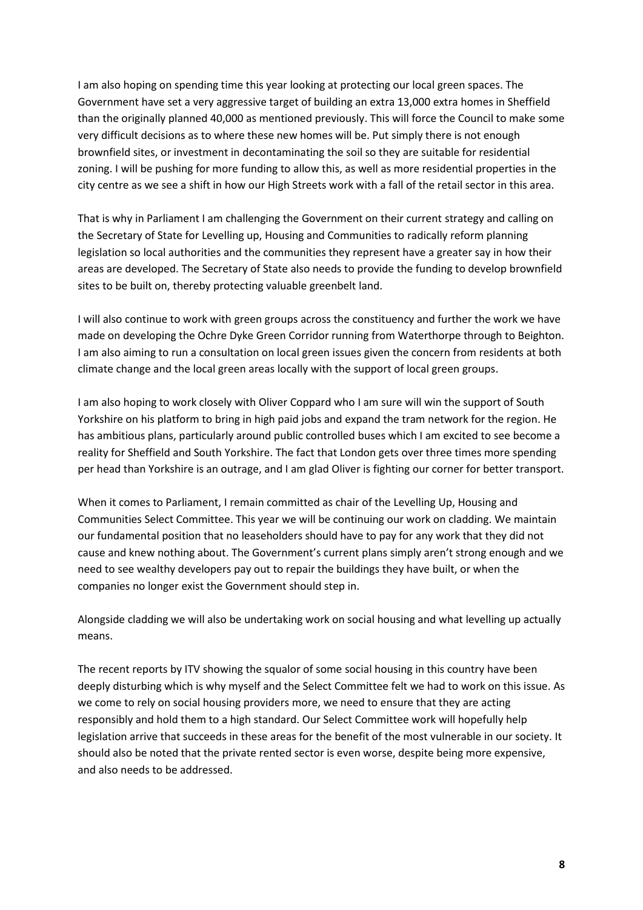I am also hoping on spending time this year looking at protecting our local green spaces. The Government have set a very aggressive target of building an extra 13,000 extra homes in Sheffield than the originally planned 40,000 as mentioned previously. This will force the Council to make some very difficult decisions as to where these new homes will be. Put simply there is not enough brownfield sites, or investment in decontaminating the soil so they are suitable for residential zoning. I will be pushing for more funding to allow this, as well as more residential properties in the city centre as we see a shift in how our High Streets work with a fall of the retail sector in this area.

That is why in Parliament I am challenging the Government on their current strategy and calling on the Secretary of State for Levelling up, Housing and Communities to radically reform planning legislation so local authorities and the communities they represent have a greater say in how their areas are developed. The Secretary of State also needs to provide the funding to develop brownfield sites to be built on, thereby protecting valuable greenbelt land.

I will also continue to work with green groups across the constituency and further the work we have made on developing the Ochre Dyke Green Corridor running from Waterthorpe through to Beighton. I am also aiming to run a consultation on local green issues given the concern from residents at both climate change and the local green areas locally with the support of local green groups.

I am also hoping to work closely with Oliver Coppard who I am sure will win the support of South Yorkshire on his platform to bring in high paid jobs and expand the tram network for the region. He has ambitious plans, particularly around public controlled buses which I am excited to see become a reality for Sheffield and South Yorkshire. The fact that London gets over three times more spending per head than Yorkshire is an outrage, and I am glad Oliver is fighting our corner for better transport.

When it comes to Parliament, I remain committed as chair of the Levelling Up, Housing and Communities Select Committee. This year we will be continuing our work on cladding. We maintain our fundamental position that no leaseholders should have to pay for any work that they did not cause and knew nothing about. The Government's current plans simply aren't strong enough and we need to see wealthy developers pay out to repair the buildings they have built, or when the companies no longer exist the Government should step in.

Alongside cladding we will also be undertaking work on social housing and what levelling up actually means.

The recent reports by ITV showing the squalor of some social housing in this country have been deeply disturbing which is why myself and the Select Committee felt we had to work on this issue. As we come to rely on social housing providers more, we need to ensure that they are acting responsibly and hold them to a high standard. Our Select Committee work will hopefully help legislation arrive that succeeds in these areas for the benefit of the most vulnerable in our society. It should also be noted that the private rented sector is even worse, despite being more expensive, and also needs to be addressed.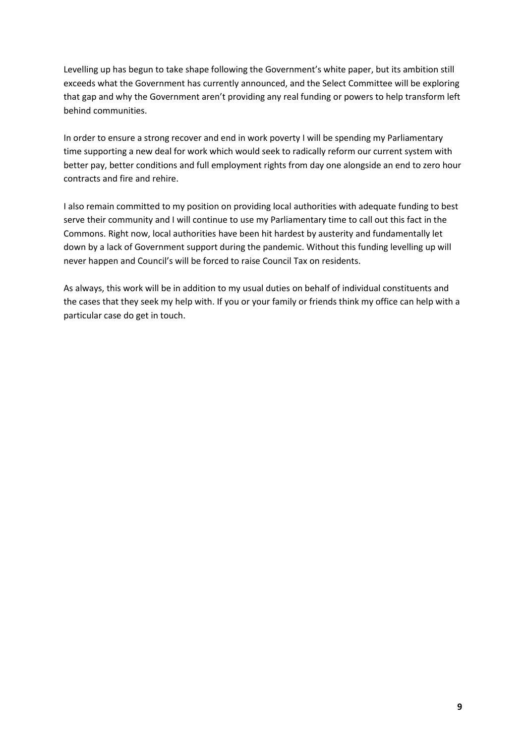Levelling up has begun to take shape following the Government's white paper, but its ambition still exceeds what the Government has currently announced, and the Select Committee will be exploring that gap and why the Government aren't providing any real funding or powers to help transform left behind communities.

In order to ensure a strong recover and end in work poverty I will be spending my Parliamentary time supporting a new deal for work which would seek to radically reform our current system with better pay, better conditions and full employment rights from day one alongside an end to zero hour contracts and fire and rehire.

I also remain committed to my position on providing local authorities with adequate funding to best serve their community and I will continue to use my Parliamentary time to call out this fact in the Commons. Right now, local authorities have been hit hardest by austerity and fundamentally let down by a lack of Government support during the pandemic. Without this funding levelling up will never happen and Council's will be forced to raise Council Tax on residents.

As always, this work will be in addition to my usual duties on behalf of individual constituents and the cases that they seek my help with. If you or your family or friends think my office can help with a particular case do get in touch.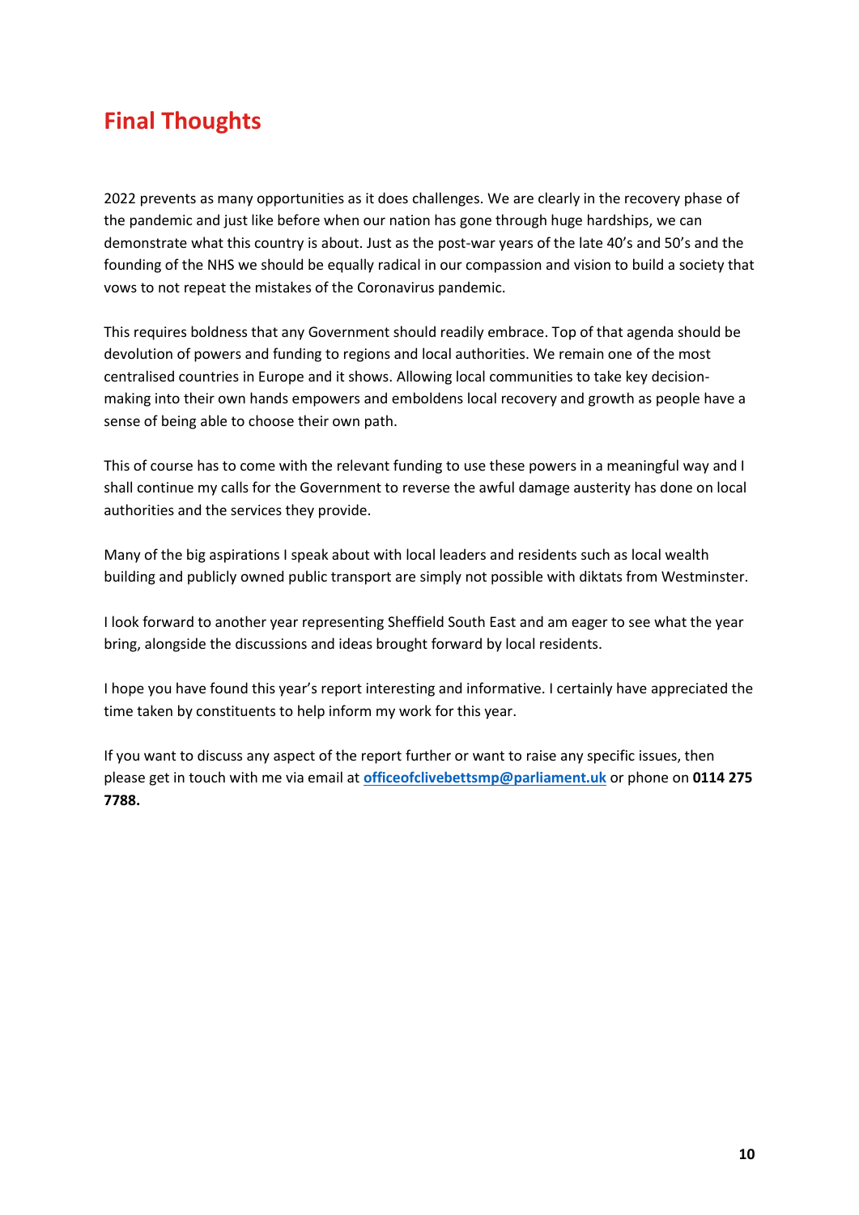## Final Thoughts

2022 prevents as many opportunities as it does challenges. We are clearly in the recovery phase of the pandemic and just like before when our nation has gone through huge hardships, we can demonstrate what this country is about. Just as the post-war years of the late 40's and 50's and the founding of the NHS we should be equally radical in our compassion and vision to build a society that vows to not repeat the mistakes of the Coronavirus pandemic.

This requires boldness that any Government should readily embrace. Top of that agenda should be devolution of powers and funding to regions and local authorities. We remain one of the most centralised countries in Europe and it shows. Allowing local communities to take key decision-making into their own hands empowers and emboldens local recovery and growth as people have a sense of being able to choose their own path.

This of course has to come with the relevant funding to use these powers in a meaningful way and I shall continue my calls for the Government to reverse the awful damage austerity has done on local authorities and the services they provide.

Many of the big aspirations I speak about with local leaders and residents such as local wealth building and publicly owned public transport are simply not possible with diktats from Westminster.

I look forward to another year representing Sheffield South East and am eager to see what the year bring, alongside the discussions and ideas brought forward by local residents.

I hope you have found this year's report interesting and informative. I certainly have appreciated the time taken by constituents to help inform my work for this year.

If you want to discuss any aspect of the report further or want to raise any specific issues, then please get in touch with me via email at **officeofclivebettsmp@parliament.uk** or phone on **0114 275 7788.**